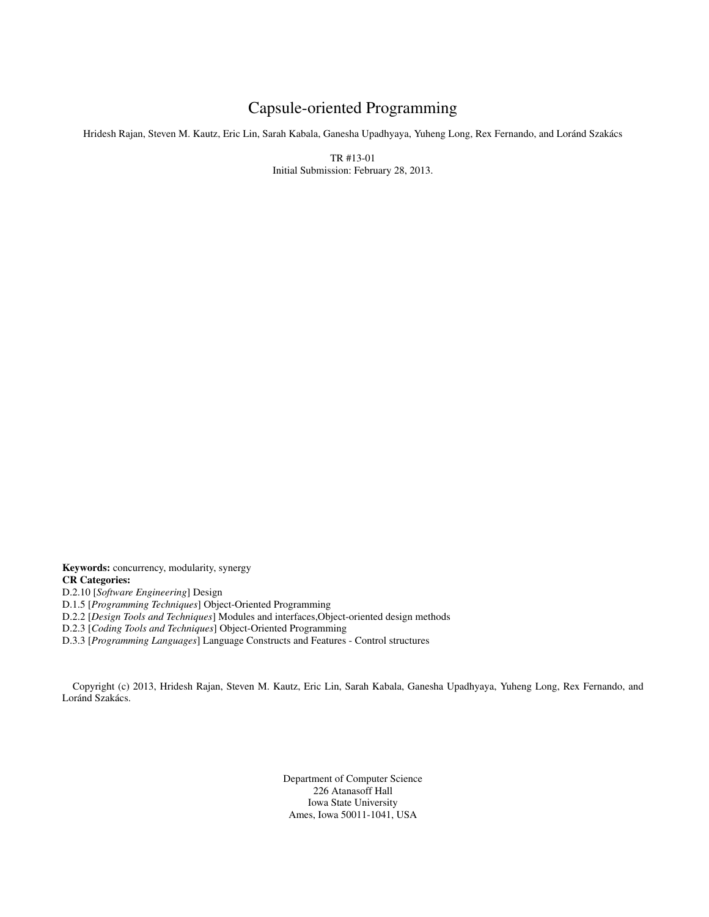# Capsule-oriented Programming

Hridesh Rajan, Steven M. Kautz, Eric Lin, Sarah Kabala, Ganesha Upadhyaya, Yuheng Long, Rex Fernando, and Loránd Szakács

TR #13-01
Initial Submission: February 28, 2013.

**Keywords:** concurrency, modularity, synergy
**CR Categories:**
D.2.10 [*Software Engineering*] Design
D.1.5 [*Programming Techniques*] Object-Oriented Programming
D.2.2 [*Design Tools and Techniques*] Modules and interfaces,Object-oriented design methods
D.2.3 [*Coding Tools and Techniques*] Object-Oriented Programming
D.3.3 [*Programming Languages*] Language Constructs and Features - Control structures

Copyright (c) 2013, Hridesh Rajan, Steven M. Kautz, Eric Lin, Sarah Kabala, Ganesha Upadhyaya, Yuheng Long, Rex Fernando, and Loránd Szakács.

Department of Computer Science
226 Atanasoff Hall
Iowa State University
Ames, Iowa 50011-1041, USA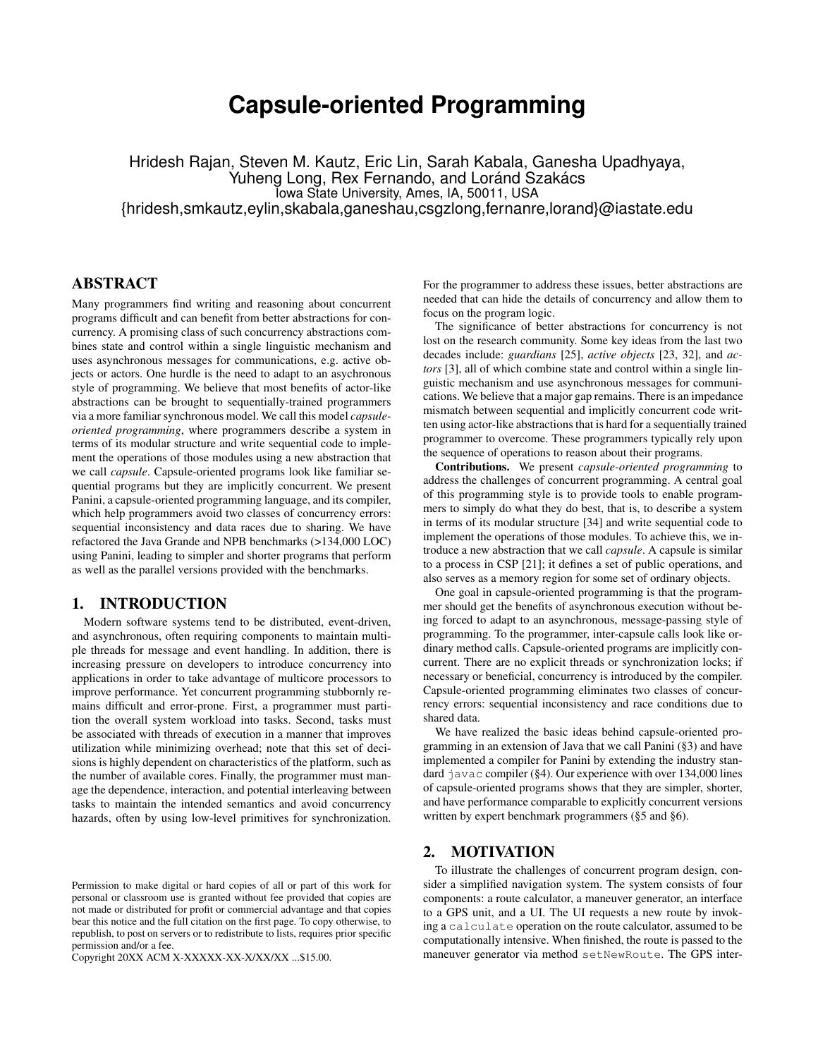# Capsule-oriented Programming

Hridesh Rajan, Steven M. Kautz, Eric Lin, Sarah Kabala, Ganesha Upadhyaya, Yuheng Long, Rex Fernando, and Loránd Szakács
Iowa State University, Ames, IA, 50011, USA
{hridesh,smkautz,eylin,skabala,ganeshau,csgzlong,fernanre,lorand}@iastate.edu

## ABSTRACT

Many programmers find writing and reasoning about concurrent programs difficult and can benefit from better abstractions for concurrency. A promising class of such concurrency abstractions combines state and control within a single linguistic mechanism and uses asynchronous messages for communications, e.g. active objects or actors. One hurdle is the need to adapt to an asychronous style of programming. We believe that most benefits of actor-like abstractions can be brought to sequentially-trained programmers via a more familiar synchronous model. We call this model *capsule-oriented programming*, where programmers describe a system in terms of its modular structure and write sequential code to implement the operations of those modules using a new abstraction that we call *capsule*. Capsule-oriented programs look like familiar sequential programs but they are implicitly concurrent. We present Panini, a capsule-oriented programming language, and its compiler, which help programmers avoid two classes of concurrency errors: sequential inconsistency and data races due to sharing. We have refactored the Java Grande and NPB benchmarks (>134,000 LOC) using Panini, leading to simpler and shorter programs that perform as well as the parallel versions provided with the benchmarks.

## 1. INTRODUCTION

Modern software systems tend to be distributed, event-driven, and asynchronous, often requiring components to maintain multiple threads for message and event handling. In addition, there is increasing pressure on developers to introduce concurrency into applications in order to take advantage of multicore processors to improve performance. Yet concurrent programming stubbornly remains difficult and error-prone. First, a programmer must partition the overall system workload into tasks. Second, tasks must be associated with threads of execution in a manner that improves utilization while minimizing overhead; note that this set of decisions is highly dependent on characteristics of the platform, such as the number of available cores. Finally, the programmer must manage the dependence, interaction, and potential interleaving between tasks to maintain the intended semantics and avoid concurrency hazards, often by using low-level primitives for synchronization. For the programmer to address these issues, better abstractions are needed that can hide the details of concurrency and allow them to focus on the program logic.

The significance of better abstractions for concurrency is not lost on the research community. Some key ideas from the last two decades include: *guardians* [25], *active objects* [23, 32], and *actors* [3], all of which combine state and control within a single linguistic mechanism and use asynchronous messages for communications. We believe that a major gap remains. There is an impedance mismatch between sequential and implicitly concurrent code written using actor-like abstractions that is hard for a sequentially trained programmer to overcome. These programmers typically rely upon the sequence of operations to reason about their programs.

**Contributions.** We present *capsule-oriented programming* to address the challenges of concurrent programming. A central goal of this programming style is to provide tools to enable programmers to simply do what they do best, that is, to describe a system in terms of its modular structure [34] and write sequential code to implement the operations of those modules. To achieve this, we introduce a new abstraction that we call *capsule*. A capsule is similar to a process in CSP [21]; it defines a set of public operations, and also serves as a memory region for some set of ordinary objects.

One goal in capsule-oriented programming is that the programmer should get the benefits of asynchronous execution without being forced to adapt to an asynchronous, message-passing style of programming. To the programmer, inter-capsule calls look like ordinary method calls. Capsule-oriented programs are implicitly concurrent. There are no explicit threads or synchronization locks; if necessary or beneficial, concurrency is introduced by the compiler. Capsule-oriented programming eliminates two classes of concurrency errors: sequential inconsistency and race conditions due to shared data.

We have realized the basic ideas behind capsule-oriented programming in an extension of Java that we call Panini (§3) and have implemented a compiler for Panini by extending the industry standard `javac` compiler (§4). Our experience with over 134,000 lines of capsule-oriented programs shows that they are simpler, shorter, and have performance comparable to explicitly concurrent versions written by expert benchmark programmers (§5 and §6).

## 2. MOTIVATION

To illustrate the challenges of concurrent program design, consider a simplified navigation system. The system consists of four components: a route calculator, a maneuver generator, an interface to a GPS unit, and a UI. The UI requests a new route by invoking a `calculate` operation on the route calculator, assumed to be computationally intensive. When finished, the route is passed to the maneuver generator via method `setNewRoute`. The GPS inter-

Permission to make digital or hard copies of all or part of this work for personal or classroom use is granted without fee provided that copies are not made or distributed for profit or commercial advantage and that copies bear this notice and the full citation on the first page. To copy otherwise, to republish, to post on servers or to redistribute to lists, requires prior specific permission and/or a fee.
Copyright 20XX ACM X-XXXXX-XX-X/XX/XX ...$15.00.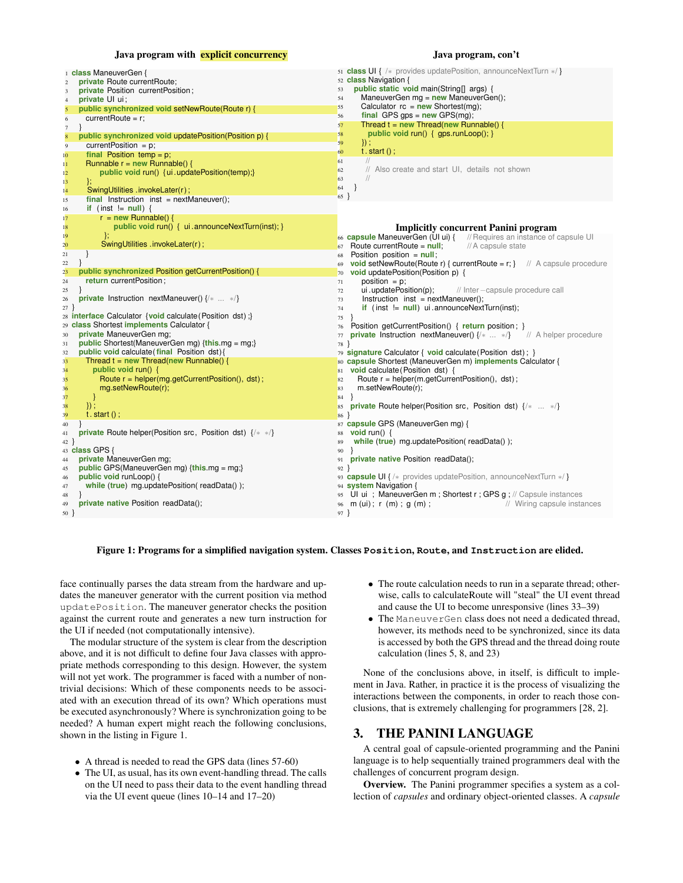**Java program with explicit concurrency**

```
1  class ManeuverGen {
2    private Route currentRoute;
3    private Position currentPosition;
4    private UI ui;
5    public synchronized void setNewRoute(Route r) {
6      currentRoute = r;
7    }
8    public synchronized void updatePosition(Position p) {
9      currentPosition = p;
10     final Position temp = p;
11     Runnable r = new Runnable() {
12         public void run() {ui.updatePosition(temp);}
13     };
14     SwingUtilities.invokeLater(r);
15     final Instruction inst = nextManeuver();
16     if (inst != null) {
17         r = new Runnable() {
18             public void run() { ui.announceNextTurn(inst); }
19         };
20         SwingUtilities.invokeLater(r);
21     }
22   }
23   public synchronized Position getCurrentPosition() {
24     return currentPosition;
25   }
26   private Instruction nextManeuver() {/* ... */}
27 }
28 interface Calculator {void calculate(Position dst);}
29 class Shortest implements Calculator {
30   private ManeuverGen mg;
31   public Shortest(ManeuverGen mg) {this.mg = mg;}
32   public void calculate(final Position dst){
33     Thread t = new Thread(new Runnable() {
34       public void run() {
35         Route r = helper(mg.getCurrentPosition(), dst);
36         mg.setNewRoute(r);
37       }
38     });
39     t.start();
40   }
41   private Route helper(Position src, Position dst) {/* */}
42 }
43 class GPS {
44   private ManeuverGen mg;
45   public GPS(ManeuverGen mg) {this.mg = mg;}
46   public void runLoop() {
47     while (true) mg.updatePosition( readData() );
48   }
49   private native Position readData();
50 }
```

**Java program, con't**

```
51 class UI { /* provides updatePosition, announceNextTurn */ }
52 class Navigation {
53   public static void main(String[] args) {
54     ManeuverGen mg = new ManeuverGen();
55     Calculator rc = new Shortest(mg);
56     final GPS gps = new GPS(mg);
57     Thread t = new Thread(new Runnable() {
58       public void run() { gps.runLoop(); }
59     });
60     t.start();
61     //
62     // Also create and start UI, details not shown
63     //
64   }
65 }
```

**Implicitly concurrent Panini program**

```
66 capsule ManeuverGen (UI ui) {     //Requires an instance of capsule UI
67   Route currentRoute = null;      //A capsule state
68   Position position = null;
69   void setNewRoute(Route r) { currentRoute = r; }   // A capsule procedure
70   void updatePosition(Position p) {
71     position = p;
72     ui.updatePosition(p);         // Inter-capsule procedure call
73     Instruction inst = nextManeuver();
74     if (inst != null) ui.announceNextTurn(inst);
75   }
76   Position getCurrentPosition() { return position; }
77   private Instruction nextManeuver() {/* ... */}    // A helper procedure
78 }
79 signature Calculator { void calculate(Position dst); }
80 capsule Shortest (ManeuverGen m) implements Calculator {
81   void calculate(Position dst) {
82     Route r = helper(m.getCurrentPosition(), dst);
83     m.setNewRoute(r);
84   }
85   private Route helper(Position src, Position dst) {/* ... */}
86 }
87 capsule GPS (ManeuverGen mg) {
88   void run() {
89     while (true) mg.updatePosition( readData() );
90   }
91   private native Position readData();
92 }
93 capsule UI { /* provides updatePosition, announceNextTurn */ }
94 system Navigation {
95   UI ui; ManeuverGen m; Shortest r; GPS g; // Capsule instances
96   m (ui); r (m); g (m);                    // Wiring capsule instances
97 }
```

**Figure 1: Programs for a simplified navigation system. Classes `Position`, `Route`, and `Instruction` are elided.**

face continually parses the data stream from the hardware and updates the maneuver generator with the current position via method `updatePosition`. The maneuver generator checks the position against the current route and generates a new turn instruction for the UI if needed (not computationally intensive).

The modular structure of the system is clear from the description above, and it is not difficult to define four Java classes with appropriate methods corresponding to this design. However, the system will not yet work. The programmer is faced with a number of nontrivial decisions: Which of these components needs to be associated with an execution thread of its own? Which operations must be executed asynchronously? Where is synchronization going to be needed? A human expert might reach the following conclusions, shown in the listing in Figure 1.

- A thread is needed to read the GPS data (lines 57-60)
- The UI, as usual, has its own event-handling thread. The calls on the UI need to pass their data to the event handling thread via the UI event queue (lines 10–14 and 17–20)
- The route calculation needs to run in a separate thread; otherwise, calls to calculateRoute will "steal" the UI event thread and cause the UI to become unresponsive (lines 33–39)
- The `ManeuverGen` class does not need a dedicated thread, however, its methods need to be synchronized, since its data is accessed by both the GPS thread and the thread doing route calculation (lines 5, 8, and 23)

None of the conclusions above, in itself, is difficult to implement in Java. Rather, in practice it is the process of visualizing the interactions between the components, in order to reach those conclusions, that is extremely challenging for programmers [28, 2].

## 3. THE PANINI LANGUAGE

A central goal of capsule-oriented programming and the Panini language is to help sequentially trained programmers deal with the challenges of concurrent program design.

**Overview.** The Panini programmer specifies a system as a collection of *capsules* and ordinary object-oriented classes. A *capsule*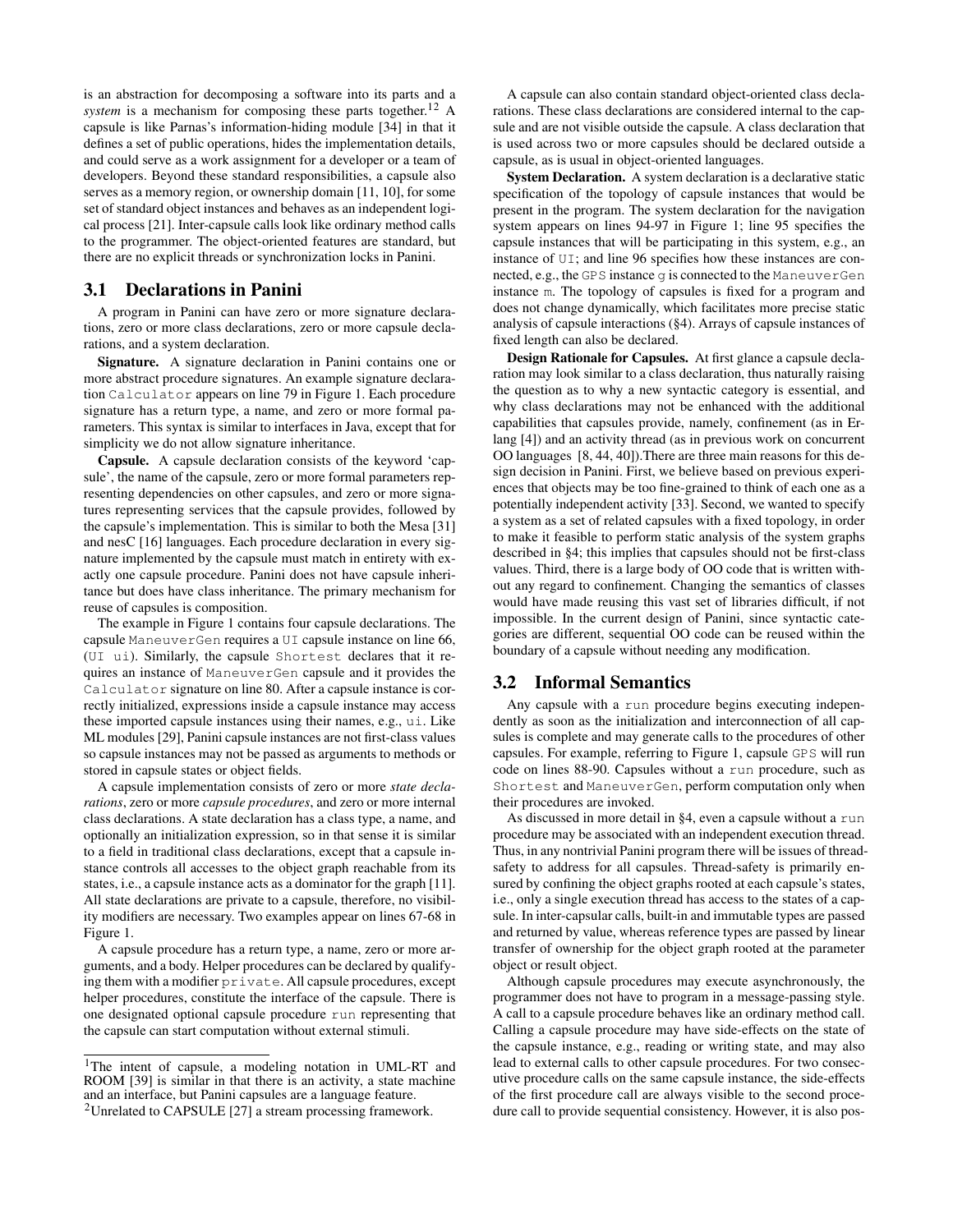is an abstraction for decomposing a software into its parts and a *system* is a mechanism for composing these parts together.[1,2] A capsule is like Parnas's information-hiding module [34] in that it defines a set of public operations, hides the implementation details, and could serve as a work assignment for a developer or a team of developers. Beyond these standard responsibilities, a capsule also serves as a memory region, or ownership domain [11, 10], for some set of standard object instances and behaves as an independent logical process [21]. Inter-capsule calls look like ordinary method calls to the programmer. The object-oriented features are standard, but there are no explicit threads or synchronization locks in Panini.

## 3.1 Declarations in Panini

A program in Panini can have zero or more signature declarations, zero or more class declarations, zero or more capsule declarations, and a system declaration.

**Signature.** A signature declaration in Panini contains one or more abstract procedure signatures. An example signature declaration `Calculator` appears on line 79 in Figure 1. Each procedure signature has a return type, a name, and zero or more formal parameters. This syntax is similar to interfaces in Java, except that for simplicity we do not allow signature inheritance.

**Capsule.** A capsule declaration consists of the keyword 'capsule', the name of the capsule, zero or more formal parameters representing dependencies on other capsules, and zero or more signatures representing services that the capsule provides, followed by the capsule's implementation. This is similar to both the Mesa [31] and nesC [16] languages. Each procedure declaration in every signature implemented by the capsule must match in entirety with exactly one capsule procedure. Panini does not have capsule inheritance but does have class inheritance. The primary mechanism for reuse of capsules is composition.

The example in Figure 1 contains four capsule declarations. The capsule `ManeuverGen` requires a `UI` capsule instance on line 66, (`UI ui`). Similarly, the capsule `Shortest` declares that it requires an instance of `ManeuverGen` capsule and it provides the `Calculator` signature on line 80. After a capsule instance is correctly initialized, expressions inside a capsule instance may access these imported capsule instances using their names, e.g., `ui`. Like ML modules [29], Panini capsule instances are not first-class values so capsule instances may not be passed as arguments to methods or stored in capsule states or object fields.

A capsule implementation consists of zero or more *state declarations*, zero or more *capsule procedures*, and zero or more internal class declarations. A state declaration has a class type, a name, and optionally an initialization expression, so in that sense it is similar to a field in traditional class declarations, except that a capsule instance controls all accesses to the object graph reachable from its states, i.e., a capsule instance acts as a dominator for the graph [11]. All state declarations are private to a capsule, therefore, no visibility modifiers are necessary. Two examples appear on lines 67-68 in Figure 1.

A capsule procedure has a return type, a name, zero or more arguments, and a body. Helper procedures can be declared by qualifying them with a modifier `private`. All capsule procedures, except helper procedures, constitute the interface of the capsule. There is one designated optional capsule procedure `run` representing that the capsule can start computation without external stimuli.

A capsule can also contain standard object-oriented class declarations. These class declarations are considered internal to the capsule and are not visible outside the capsule. A class declaration that is used across two or more capsules should be declared outside a capsule, as is usual in object-oriented languages.

**System Declaration.** A system declaration is a declarative static specification of the topology of capsule instances that would be present in the program. The system declaration for the navigation system appears on lines 94-97 in Figure 1; line 95 specifies the capsule instances that will be participating in this system, e.g., an instance of `UI`; and line 96 specifies how these instances are connected, e.g., the `GPS` instance `g` is connected to the `ManeuverGen` instance `m`. The topology of capsules is fixed for a program and does not change dynamically, which facilitates more precise static analysis of capsule interactions (§4). Arrays of capsule instances of fixed length can also be declared.

**Design Rationale for Capsules.** At first glance a capsule declaration may look similar to a class declaration, thus naturally raising the question as to why a new syntactic category is essential, and why class declarations may not be enhanced with the additional capabilities that capsules provide, namely, confinement (as in Erlang [4]) and an activity thread (as in previous work on concurrent OO languages [8, 44, 40]).There are three main reasons for this design decision in Panini. First, we believe based on previous experiences that objects may be too fine-grained to think of each one as a potentially independent activity [33]. Second, we wanted to specify a system as a set of related capsules with a fixed topology, in order to make it feasible to perform static analysis of the system graphs described in §4; this implies that capsules should not be first-class values. Third, there is a large body of OO code that is written without any regard to confinement. Changing the semantics of classes would have made reusing this vast set of libraries difficult, if not impossible. In the current design of Panini, since syntactic categories are different, sequential OO code can be reused within the boundary of a capsule without needing any modification.

## 3.2 Informal Semantics

Any capsule with a `run` procedure begins executing independently as soon as the initialization and interconnection of all capsules is complete and may generate calls to the procedures of other capsules. For example, referring to Figure 1, capsule `GPS` will run code on lines 88-90. Capsules without a `run` procedure, such as `Shortest` and `ManeuverGen`, perform computation only when their procedures are invoked.

As discussed in more detail in §4, even a capsule without a `run` procedure may be associated with an independent execution thread. Thus, in any nontrivial Panini program there will be issues of thread-safety to address for all capsules. Thread-safety is primarily ensured by confining the object graphs rooted at each capsule's states, i.e., only a single execution thread has access to the states of a capsule. In inter-capsular calls, built-in and immutable types are passed and returned by value, whereas reference types are passed by linear transfer of ownership for the object graph rooted at the parameter object or result object.

Although capsule procedures may execute asynchronously, the programmer does not have to program in a message-passing style. A call to a capsule procedure behaves like an ordinary method call. Calling a capsule procedure may have side-effects on the state of the capsule instance, e.g., reading or writing state, and may also lead to external calls to other capsule procedures. For two consecutive procedure calls on the same capsule instance, the side-effects of the first procedure call are always visible to the second procedure call to provide sequential consistency. However, it is also pos-

[1] The intent of capsule, a modeling notation in UML-RT and ROOM [39] is similar in that there is an activity, a state machine and an interface, but Panini capsules are a language feature.

[2] Unrelated to CAPSULE [27] a stream processing framework.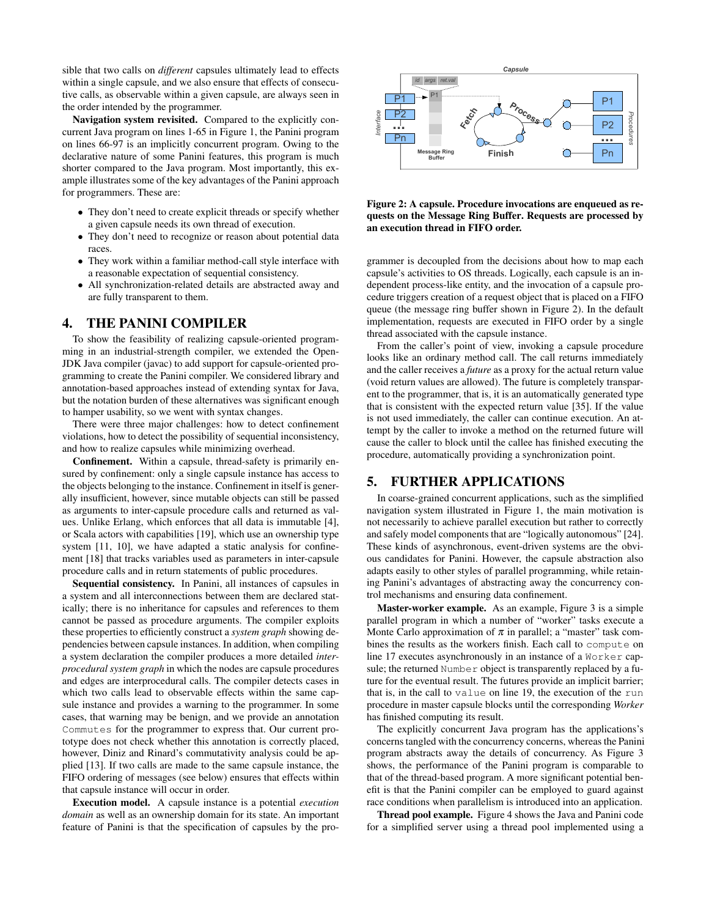sible that two calls on *different* capsules ultimately lead to effects within a single capsule, and we also ensure that effects of consecutive calls, as observable within a given capsule, are always seen in the order intended by the programmer.

**Navigation system revisited.** Compared to the explicitly concurrent Java program on lines 1-65 in Figure 1, the Panini program on lines 66-97 is an implicitly concurrent program. Owing to the declarative nature of some Panini features, this program is much shorter compared to the Java program. Most importantly, this example illustrates some of the key advantages of the Panini approach for programmers. These are:

- They don't need to create explicit threads or specify whether a given capsule needs its own thread of execution.
- They don't need to recognize or reason about potential data races.
- They work within a familiar method-call style interface with a reasonable expectation of sequential consistency.
- All synchronization-related details are abstracted away and are fully transparent to them.

# 4. THE PANINI COMPILER

To show the feasibility of realizing capsule-oriented programming in an industrial-strength compiler, we extended the OpenJDK Java compiler (javac) to add support for capsule-oriented programming to create the Panini compiler. We considered library and annotation-based approaches instead of extending syntax for Java, but the notation burden of these alternatives was significant enough to hamper usability, so we went with syntax changes.

There were three major challenges: how to detect confinement violations, how to detect the possibility of sequential inconsistency, and how to realize capsules while minimizing overhead.

**Confinement.** Within a capsule, thread-safety is primarily ensured by confinement: only a single capsule instance has access to the objects belonging to the instance. Confinement in itself is generally insufficient, however, since mutable objects can still be passed as arguments to inter-capsule procedure calls and returned as values. Unlike Erlang, which enforces that all data is immutable [4], or Scala actors with capabilities [19], which use an ownership type system [11, 10], we have adapted a static analysis for confinement [18] that tracks variables used as parameters in inter-capsule procedure calls and in return statements of public procedures.

**Sequential consistency.** In Panini, all instances of capsules in a system and all interconnections between them are declared statically; there is no inheritance for capsules and references to them cannot be passed as procedure arguments. The compiler exploits these properties to efficiently construct a *system graph* showing dependencies between capsule instances. In addition, when compiling a system declaration the compiler produces a more detailed *interprocedural system graph* in which the nodes are capsule procedures and edges are interprocedural calls. The compiler detects cases in which two calls lead to observable effects within the same capsule instance and provides a warning to the programmer. In some cases, that warning may be benign, and we provide an annotation `Commutes` for the programmer to express that. Our current prototype does not check whether this annotation is correctly placed, however, Diniz and Rinard's commutativity analysis could be applied [13]. If two calls are made to the same capsule instance, the FIFO ordering of messages (see below) ensures that effects within that capsule instance will occur in order.

**Execution model.** A capsule instance is a potential *execution domain* as well as an ownership domain for its state. An important feature of Panini is that the specification of capsules by the programmer is decoupled from the decisions about how to map each capsule's activities to OS threads. Logically, each capsule is an independent process-like entity, and the invocation of a capsule procedure triggers creation of a request object that is placed on a FIFO queue (the message ring buffer shown in Figure 2). In the default implementation, requests are executed in FIFO order by a single thread associated with the capsule instance.

**Figure 2: A capsule. Procedure invocations are enqueued as requests on the Message Ring Buffer. Requests are processed by an execution thread in FIFO order.**

From the caller's point of view, invoking a capsule procedure looks like an ordinary method call. The call returns immediately and the caller receives a *future* as a proxy for the actual return value (void return values are allowed). The future is completely transparent to the programmer, that is, it is an automatically generated type that is consistent with the expected return value [35]. If the value is not used immediately, the caller can continue execution. An attempt by the caller to invoke a method on the returned future will cause the caller to block until the callee has finished executing the procedure, automatically providing a synchronization point.

# 5. FURTHER APPLICATIONS

In coarse-grained concurrent applications, such as the simplified navigation system illustrated in Figure 1, the main motivation is not necessarily to achieve parallel execution but rather to correctly and safely model components that are "logically autonomous" [24]. These kinds of asynchronous, event-driven systems are the obvious candidates for Panini. However, the capsule abstraction also adapts easily to other styles of parallel programming, while retaining Panini's advantages of abstracting away the concurrency control mechanisms and ensuring data confinement.

**Master-worker example.** As an example, Figure 3 is a simple parallel program in which a number of "worker" tasks execute a Monte Carlo approximation of $\pi$ in parallel; a "master" task combines the results as the workers finish. Each call to `compute` on line 17 executes asynchronously in an instance of a `Worker` capsule; the returned `Number` object is transparently replaced by a future for the eventual result. The futures provide an implicit barrier; that is, in the call to `value` on line 19, the execution of the `run` procedure in master capsule blocks until the corresponding *Worker* has finished computing its result.

The explicitly concurrent Java program has the applications's concerns tangled with the concurrency concerns, whereas the Panini program abstracts away the details of concurrency. As Figure 3 shows, the performance of the Panini program is comparable to that of the thread-based program. A more significant potential benefit is that the Panini compiler can be employed to guard against race conditions when parallelism is introduced into an application.

**Thread pool example.** Figure 4 shows the Java and Panini code for a simplified server using a thread pool implemented using a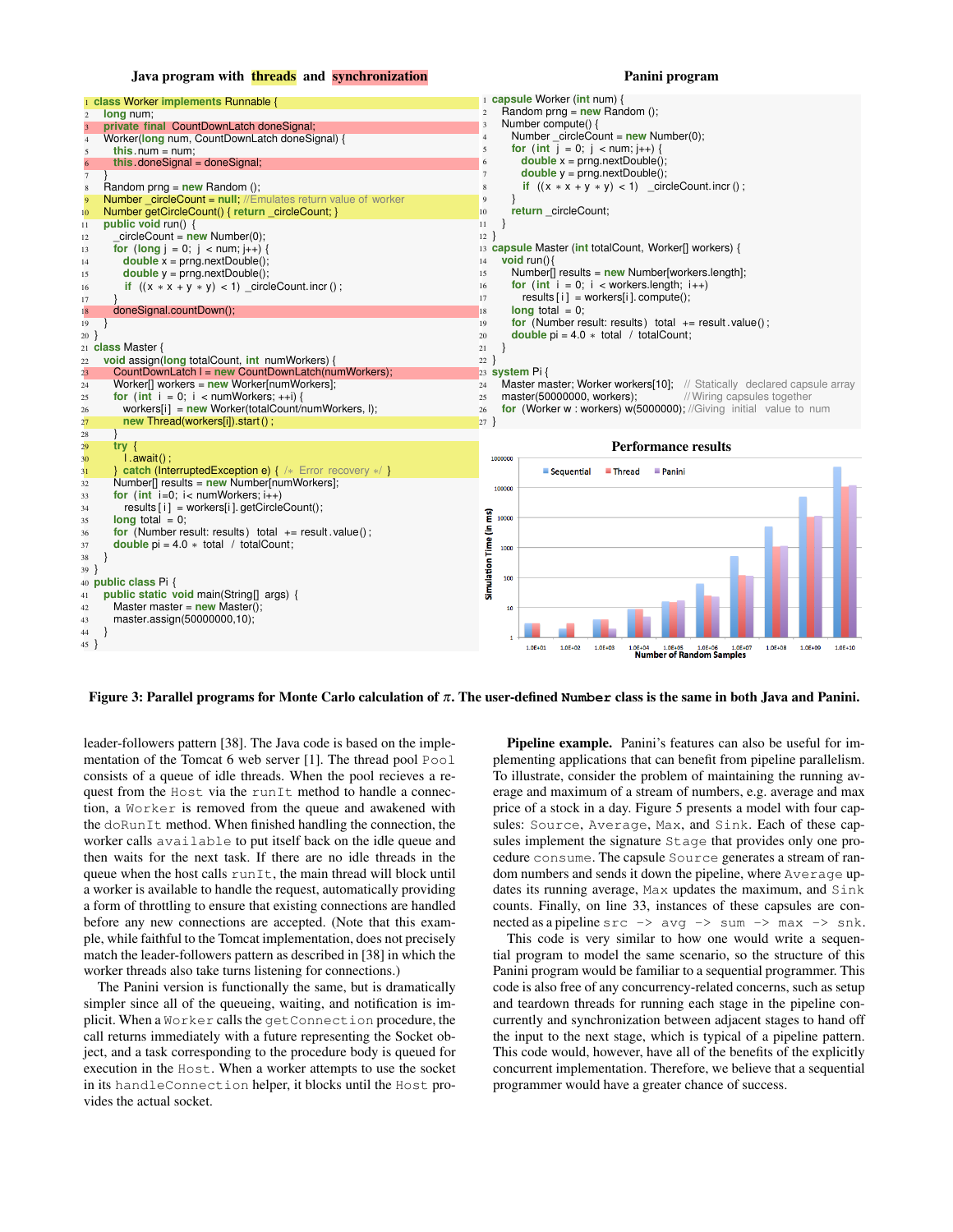**Java program with threads and synchronization**

```java
class Worker implements Runnable {
  long num;
  private final CountDownLatch doneSignal;
  Worker(long num, CountDownLatch doneSignal) {
    this.num = num;
    this.doneSignal = doneSignal;
  }
  Random prng = new Random ();
  Number _circleCount = null; //Emulates return value of worker
  Number getCircleCount() { return _circleCount; }
  public void run() {
    _circleCount = new Number(0);
    for (long j = 0; j < num; j++) {
      double x = prng.nextDouble();
      double y = prng.nextDouble();
      if ((x * x + y * y) < 1) _circleCount.incr ();
    }
    doneSignal.countDown();
  }
}
class Master {
  void assign(long totalCount, int numWorkers) {
    CountDownLatch l = new CountDownLatch(numWorkers);
    Worker[] workers = new Worker[numWorkers];
    for (int i = 0; i < numWorkers; ++i) {
      workers[i] = new Worker(totalCount/numWorkers, l);
      new Thread(workers[i]).start ();
    }
    try {
      l.await ();
    } catch (InterruptedException e) { /* Error recovery */ }
    Number[] results = new Number[numWorkers];
    for (int i=0; i< numWorkers; i++)
      results [ i ] = workers[i ]. getCircleCount();
    long total = 0;
    for (Number result: results) total += result.value() ;
    double pi = 4.0 * total / totalCount;
  }
}
public class Pi {
  public static void main(String[] args) {
    Master master = new Master();
    master.assign(50000000,10);
  }
}
```

**Panini program**

```java
capsule Worker (int num) {
  Random prng = new Random ();
  Number compute() {
    Number _circleCount = new Number(0);
    for (int j = 0; j < num; j++) {
      double x = prng.nextDouble();
      double y = prng.nextDouble();
      if ((x * x + y * y) < 1) _circleCount.incr () ;
    }
    return _circleCount;
  }
}
capsule Master (int totalCount, Worker[] workers) {
  void run(){
    Number[] results = new Number[workers.length];
    for (int i = 0; i < workers.length; i++)
      results [ i ] = workers[i ]. compute();
    long total = 0;
    for (Number result: results) total += result.value() ;
    double pi = 4.0 * total / totalCount;
  }
}
system Pi {
  Master master; Worker workers[10]; // Statically declared capsule array
  master(50000000, workers);          // Wiring capsules together
  for (Worker w : workers) w(5000000); //Giving initial value to num
}
```

**Performance results**

(Bar chart: Simulation Time (in ms), log scale 1–1000000, vs. Number of Random Samples 1.0E+01 to 1.0E+10, for Sequential, Thread, and Panini.)

**Figure 3: Parallel programs for Monte Carlo calculation of $\pi$. The user-defined Number class is the same in both Java and Panini.**

leader-followers pattern [38]. The Java code is based on the implementation of the Tomcat 6 web server [1]. The thread pool `Pool` consists of a queue of idle threads. When the pool recieves a request from the `Host` via the `runIt` method to handle a connection, a `Worker` is removed from the queue and awakened with the `doRunIt` method. When finished handling the connection, the worker calls `available` to put itself back on the idle queue and then waits for the next task. If there are no idle threads in the queue when the host calls `runIt`, the main thread will block until a worker is available to handle the request, automatically providing a form of throttling to ensure that existing connections are handled before any new connections are accepted. (Note that this example, while faithful to the Tomcat implementation, does not precisely match the leader-followers pattern as described in [38] in which the worker threads also take turns listening for connections.)

The Panini version is functionally the same, but is dramatically simpler since all of the queueing, waiting, and notification is implicit. When a `Worker` calls the `getConnection` procedure, the call returns immediately with a future representing the Socket object, and a task corresponding to the procedure body is queued for execution in the `Host`. When a worker attempts to use the socket in its `handleConnection` helper, it blocks until the `Host` provides the actual socket.

**Pipeline example.** Panini's features can also be useful for implementing applications that can benefit from pipeline parallelism. To illustrate, consider the problem of maintaining the running average and maximum of a stream of numbers, e.g. average and max price of a stock in a day. Figure 5 presents a model with four capsules: `Source`, `Average`, `Max`, and `Sink`. Each of these capsules implement the signature `Stage` that provides only one procedure `consume`. The capsule `Source` generates a stream of random numbers and sends it down the pipeline, where `Average` updates its running average, `Max` updates the maximum, and `Sink` counts. Finally, on line 33, instances of these capsules are connected as a pipeline `src -> avg -> sum -> max -> snk`.

This code is very similar to how one would write a sequential program to model the same scenario, so the structure of this Panini program would be familiar to a sequential programmer. This code is also free of any concurrency-related concerns, such as setup and teardown threads for running each stage in the pipeline concurrently and synchronization between adjacent stages to hand off the input to the next stage, which is typical of a pipeline pattern. This code would, however, have all of the benefits of the explicitly concurrent implementation. Therefore, we believe that a sequential programmer would have a greater chance of success.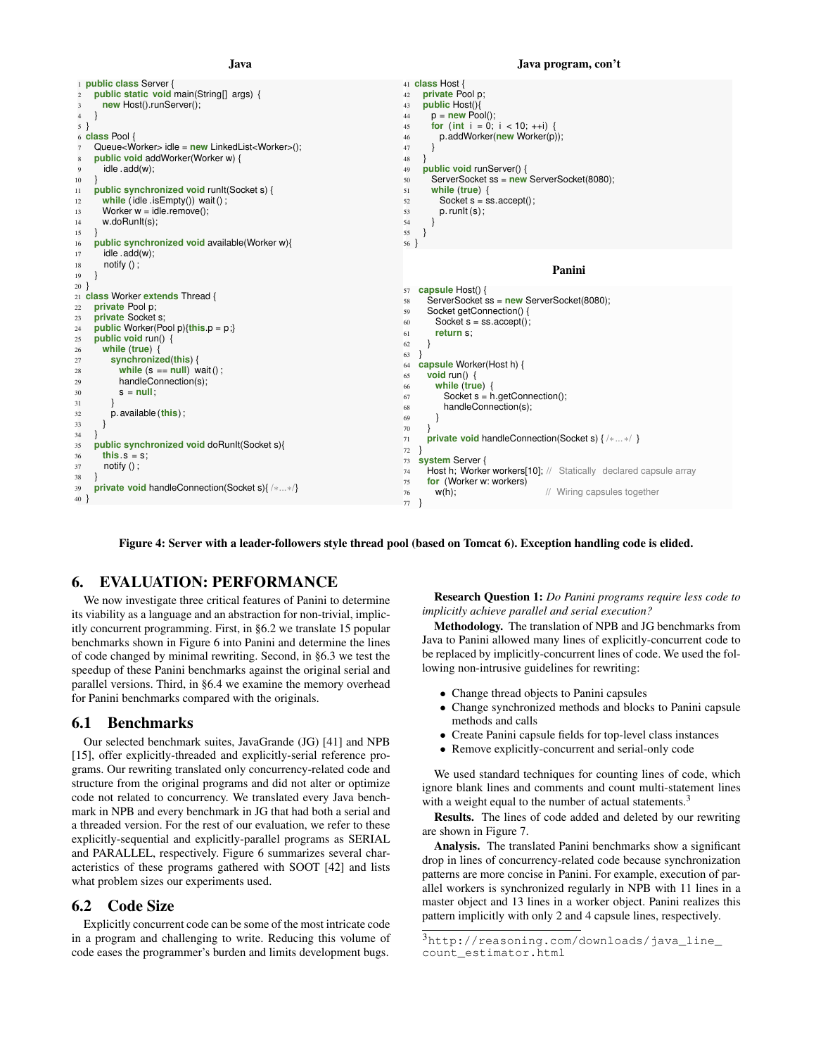**Java**

```java
public class Server {
  public static void main(String[] args) {
    new Host().runServer();
  }
}
class Pool {
  Queue<Worker> idle = new LinkedList<Worker>();
  public void addWorker(Worker w) {
    idle.add(w);
  }
  public synchronized void runIt(Socket s) {
    while (idle.isEmpty()) wait();
    Worker w = idle.remove();
    w.doRunIt(s);
  }
  public synchronized void available(Worker w){
    idle.add(w);
    notify();
  }
}
class Worker extends Thread {
  private Pool p;
  private Socket s;
  public Worker(Pool p){this.p = p;}
  public void run() {
    while (true) {
      synchronized(this) {
        while (s == null) wait();
        handleConnection(s);
        s = null;
      }
      p.available(this);
    }
  }
  public synchronized void doRunIt(Socket s){
    this.s = s;
    notify();
  }
  private void handleConnection(Socket s){/*...*/}
}
```

**Java program, con't**

```java
class Host {
  private Pool p;
  public Host(){
    p = new Pool();
    for (int i = 0; i < 10; ++i) {
      p.addWorker(new Worker(p));
    }
  }
  public void runServer() {
    ServerSocket ss = new ServerSocket(8080);
    while (true) {
      Socket s = ss.accept();
      p.runIt(s);
    }
  }
}
```

**Panini**

```java
capsule Host() {
  ServerSocket ss = new ServerSocket(8080);
  Socket getConnection() {
    Socket s = ss.accept();
    return s;
  }
}
capsule Worker(Host h) {
  void run() {
    while (true) {
      Socket s = h.getConnection();
      handleConnection(s);
    }
  }
  private void handleConnection(Socket s) { /*...*/ }
}
system Server {
  Host h; Worker workers[10]; //  Statically declared capsule array
  for (Worker w: workers)
    w(h);                      //  Wiring capsules together
}
```

**Figure 4: Server with a leader-followers style thread pool (based on Tomcat 6). Exception handling code is elided.**

## 6. EVALUATION: PERFORMANCE

We now investigate three critical features of Panini to determine its viability as a language and an abstraction for non-trivial, implicitly concurrent programming. First, in §6.2 we translate 15 popular benchmarks shown in Figure 6 into Panini and determine the lines of code changed by minimal rewriting. Second, in §6.3 we test the speedup of these Panini benchmarks against the original serial and parallel versions. Third, in §6.4 we examine the memory overhead for Panini benchmarks compared with the originals.

### 6.1 Benchmarks

Our selected benchmark suites, JavaGrande (JG) [41] and NPB [15], offer explicitly-threaded and explicitly-serial reference programs. Our rewriting translated only concurrency-related code and structure from the original programs and did not alter or optimize code not related to concurrency. We translated every Java benchmark in NPB and every benchmark in JG that had both a serial and a threaded version. For the rest of our evaluation, we refer to these explicitly-sequential and explicitly-parallel programs as SERIAL and PARALLEL, respectively. Figure 6 summarizes several characteristics of these programs gathered with SOOT [42] and lists what problem sizes our experiments used.

### 6.2 Code Size

Explicitly concurrent code can be some of the most intricate code in a program and challenging to write. Reducing this volume of code eases the programmer's burden and limits development bugs.

**Research Question 1:** *Do Panini programs require less code to implicitly achieve parallel and serial execution?*

**Methodology.** The translation of NPB and JG benchmarks from Java to Panini allowed many lines of explicitly-concurrent code to be replaced by implicitly-concurrent lines of code. We used the following non-intrusive guidelines for rewriting:

- Change thread objects to Panini capsules
- Change synchronized methods and blocks to Panini capsule methods and calls
- Create Panini capsule fields for top-level class instances
- Remove explicitly-concurrent and serial-only code

We used standard techniques for counting lines of code, which ignore blank lines and comments and count multi-statement lines with a weight equal to the number of actual statements.[3]

**Results.** The lines of code added and deleted by our rewriting are shown in Figure 7.

**Analysis.** The translated Panini benchmarks show a significant drop in lines of concurrency-related code because synchronization patterns are more concise in Panini. For example, execution of parallel workers is synchronized regularly in NPB with 11 lines in a master object and 13 lines in a worker object. Panini realizes this pattern implicitly with only 2 and 4 capsule lines, respectively.

[3] http://reasoning.com/downloads/java_line_count_estimator.html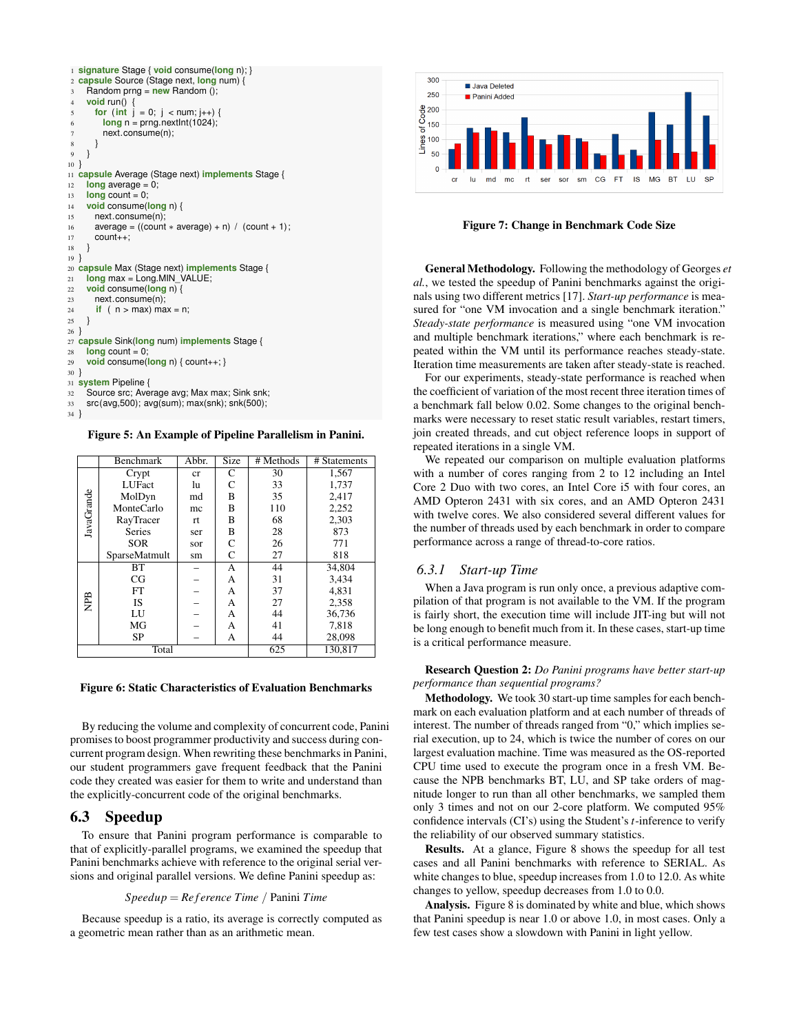```
1  signature Stage { void consume(long n); }
2  capsule Source (Stage next, long num) {
3    Random prng = new Random ();
4    void run() {
5      for (int j = 0; j < num; j++) {
6        long n = prng.nextInt(1024);
7        next.consume(n);
8      }
9    }
10 }
11 capsule Average (Stage next) implements Stage {
12   long average = 0;
13   long count = 0;
14   void consume(long n) {
15     next.consume(n);
16     average = ((count * average) + n) / (count + 1);
17     count++;
18   }
19 }
20 capsule Max (Stage next) implements Stage {
21   long max = Long.MIN_VALUE;
22   void consume(long n) {
23     next.consume(n);
24     if ( n > max) max = n;
25   }
26 }
27 capsule Sink(long num) implements Stage {
28   long count = 0;
29   void consume(long n) { count++; }
30 }
31 system Pipeline {
32   Source src; Average avg; Max max; Sink snk;
33   src(avg,500); avg(sum); max(snk); snk(500);
34 }
```

**Figure 5: An Example of Pipeline Parallelism in Panini.**

| | Benchmark | Abbr. | Size | # Methods | # Statements |
|---|---|---|---|---|---|
| JavaGrande | Crypt | cr | C | 30 | 1,567 |
| | LUFact | lu | C | 33 | 1,737 |
| | MolDyn | md | B | 35 | 2,417 |
| | MonteCarlo | mc | B | 110 | 2,252 |
| | RayTracer | rt | B | 68 | 2,303 |
| | Series | ser | B | 28 | 873 |
| | SOR | sor | C | 26 | 771 |
| | SparseMatmult | sm | C | 27 | 818 |
| NPB | BT | – | A | 44 | 34,804 |
| | CG | – | A | 31 | 3,434 |
| | FT | – | A | 37 | 4,831 |
| | IS | – | A | 27 | 2,358 |
| | LU | – | A | 44 | 36,736 |
| | MG | – | A | 41 | 7,818 |
| | SP | – | A | 44 | 28,098 |
| Total | | | | 625 | 130,817 |

**Figure 6: Static Characteristics of Evaluation Benchmarks**

By reducing the volume and complexity of concurrent code, Panini promises to boost programmer productivity and success during concurrent program design. When rewriting these benchmarks in Panini, our student programmers gave frequent feedback that the Panini code they created was easier for them to write and understand than the explicitly-concurrent code of the original benchmarks.

## 6.3 Speedup

To ensure that Panini program performance is comparable to that of explicitly-parallel programs, we examined the speedup that Panini benchmarks achieve with reference to the original serial versions and original parallel versions. We define Panini speedup as:

$$Speedup = Reference\ Time \ / \ \text{Panini}\ Time$$

Because speedup is a ratio, its average is correctly computed as a geometric mean rather than as an arithmetic mean.

| Benchmark | Java Deleted | Panini Added |
|---|---|---|
| cr | | |
| lu | | |
| md | | |
| mc | | |
| rt | | |
| ser | | |
| sor | | |
| sm | | |
| CG | | |
| FT | | |
| IS | | |
| MG | | |
| BT | | |
| LU | | |
| SP | | |

**Figure 7: Change in Benchmark Code Size**

**General Methodology.** Following the methodology of Georges *et al.*, we tested the speedup of Panini benchmarks against the originals using two different metrics [17]. *Start-up performance* is measured for "one VM invocation and a single benchmark iteration." *Steady-state performance* is measured using "one VM invocation and multiple benchmark iterations," where each benchmark is repeated within the VM until its performance reaches steady-state. Iteration time measurements are taken after steady-state is reached.

For our experiments, steady-state performance is reached when the coefficient of variation of the most recent three iteration times of a benchmark fall below 0.02. Some changes to the original benchmarks were necessary to reset static result variables, restart timers, join created threads, and cut object reference loops in support of repeated iterations in a single VM.

We repeated our comparison on multiple evaluation platforms with a number of cores ranging from 2 to 12 including an Intel Core 2 Duo with two cores, an Intel Core i5 with four cores, an AMD Opteron 2431 with six cores, and an AMD Opteron 2431 with twelve cores. We also considered several different values for the number of threads used by each benchmark in order to compare performance across a range of thread-to-core ratios.

### 6.3.1 Start-up Time

When a Java program is run only once, a previous adaptive compilation of that program is not available to the VM. If the program is fairly short, the execution time will include JIT-ing but will not be long enough to benefit much from it. In these cases, start-up time is a critical performance measure.

**Research Question 2:** *Do Panini programs have better start-up performance than sequential programs?*

**Methodology.** We took 30 start-up time samples for each benchmark on each evaluation platform and at each number of threads of interest. The number of threads ranged from "0," which implies serial execution, up to 24, which is twice the number of cores on our largest evaluation machine. Time was measured as the OS-reported CPU time used to execute the program once in a fresh VM. Because the NPB benchmarks BT, LU, and SP take orders of magnitude longer to run than all other benchmarks, we sampled them only 3 times and not on our 2-core platform. We computed 95% confidence intervals (CI's) using the Student's $t$-inference to verify the reliability of our observed summary statistics.

**Results.** At a glance, Figure 8 shows the speedup for all test cases and all Panini benchmarks with reference to SERIAL. As white changes to blue, speedup increases from 1.0 to 12.0. As white changes to yellow, speedup decreases from 1.0 to 0.0.

**Analysis.** Figure 8 is dominated by white and blue, which shows that Panini speedup is near 1.0 or above 1.0, in most cases. Only a few test cases show a slowdown with Panini in light yellow.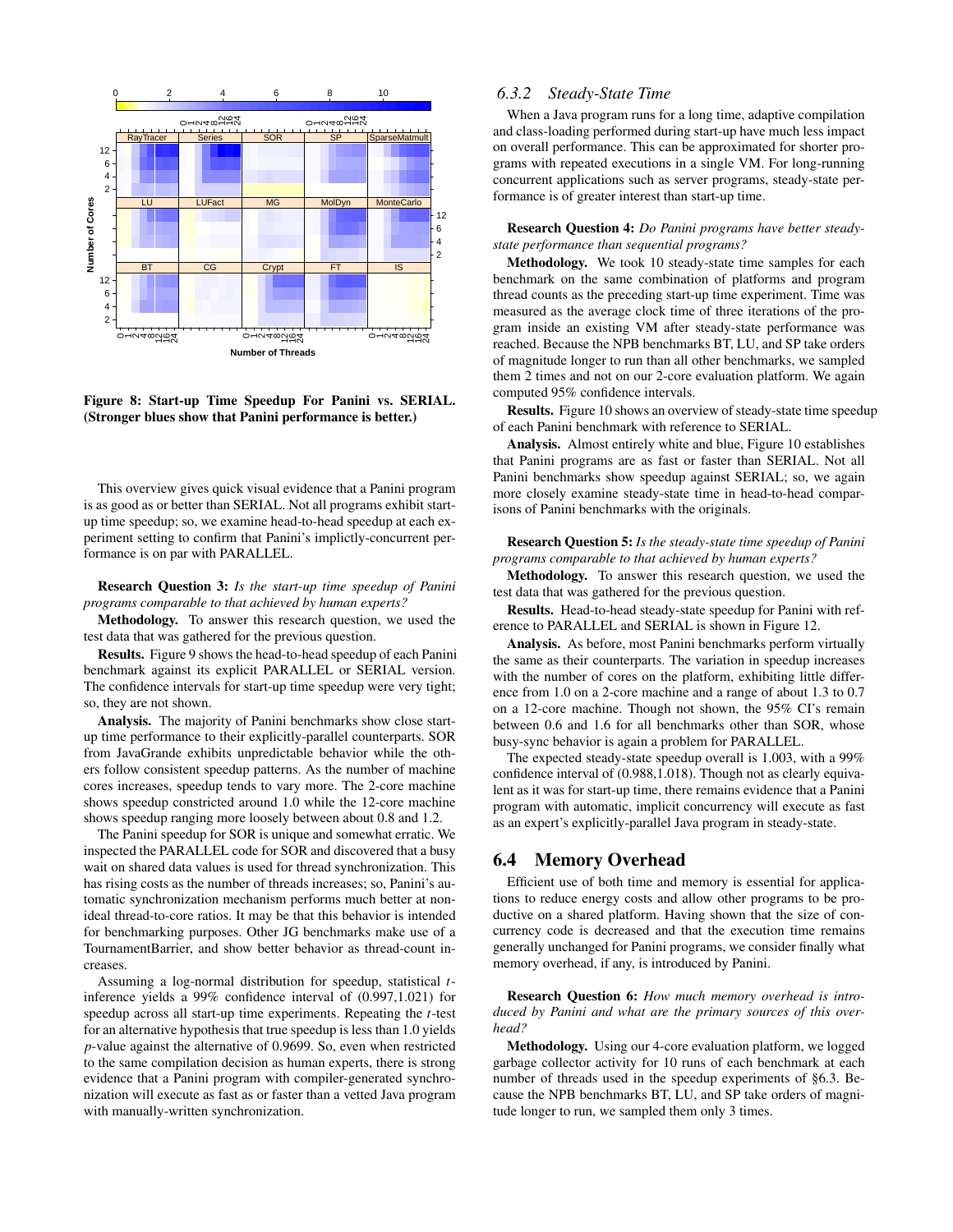Figure 8: Start-up Time Speedup For Panini vs. SERIAL. (Stronger blues show that Panini performance is better.)

This overview gives quick visual evidence that a Panini program is as good as or better than SERIAL. Not all programs exhibit start-up time speedup; so, we examine head-to-head speedup at each experiment setting to confirm that Panini's implictly-concurrent performance is on par with PARALLEL.

**Research Question 3:** *Is the start-up time speedup of Panini programs comparable to that achieved by human experts?*

**Methodology.** To answer this research question, we used the test data that was gathered for the previous question.

**Results.** Figure 9 shows the head-to-head speedup of each Panini benchmark against its explicit PARALLEL or SERIAL version. The confidence intervals for start-up time speedup were very tight; so, they are not shown.

**Analysis.** The majority of Panini benchmarks show close start-up time performance to their explicitly-parallel counterparts. SOR from JavaGrande exhibits unpredictable behavior while the others follow consistent speedup patterns. As the number of machine cores increases, speedup tends to vary more. The 2-core machine shows speedup constricted around 1.0 while the 12-core machine shows speedup ranging more loosely between about 0.8 and 1.2.

The Panini speedup for SOR is unique and somewhat erratic. We inspected the PARALLEL code for SOR and discovered that a busy wait on shared data values is used for thread synchronization. This has rising costs as the number of threads increases; so, Panini's automatic synchronization mechanism performs much better at non-ideal thread-to-core ratios. It may be that this behavior is intended for benchmarking purposes. Other JG benchmarks make use of a TournamentBarrier, and show better behavior as thread-count increases.

Assuming a log-normal distribution for speedup, statistical $t$-inference yields a 99% confidence interval of (0.997,1.021) for speedup across all start-up time experiments. Repeating the $t$-test for an alternative hypothesis that true speedup is less than 1.0 yields $p$-value against the alternative of 0.9699. So, even when restricted to the same compilation decision as human experts, there is strong evidence that a Panini program with compiler-generated synchronization will execute as fast as or faster than a vetted Java program with manually-written synchronization.

### 6.3.2 Steady-State Time

When a Java program runs for a long time, adaptive compilation and class-loading performed during start-up have much less impact on overall performance. This can be approximated for shorter programs with repeated executions in a single VM. For long-running concurrent applications such as server programs, steady-state performance is of greater interest than start-up time.

**Research Question 4:** *Do Panini programs have better steady-state performance than sequential programs?*

**Methodology.** We took 10 steady-state time samples for each benchmark on the same combination of platforms and program thread counts as the preceding start-up time experiment. Time was measured as the average clock time of three iterations of the program inside an existing VM after steady-state performance was reached. Because the NPB benchmarks BT, LU, and SP take orders of magnitude longer to run than all other benchmarks, we sampled them 2 times and not on our 2-core evaluation platform. We again computed 95% confidence intervals.

**Results.** Figure 10 shows an overview of steady-state time speedup of each Panini benchmark with reference to SERIAL.

**Analysis.** Almost entirely white and blue, Figure 10 establishes that Panini programs are as fast or faster than SERIAL. Not all Panini benchmarks show speedup against SERIAL; so, we again more closely examine steady-state time in head-to-head comparisons of Panini benchmarks with the originals.

**Research Question 5:** *Is the steady-state time speedup of Panini programs comparable to that achieved by human experts?*

**Methodology.** To answer this research question, we used the test data that was gathered for the previous question.

**Results.** Head-to-head steady-state speedup for Panini with reference to PARALLEL and SERIAL is shown in Figure 12.

**Analysis.** As before, most Panini benchmarks perform virtually the same as their counterparts. The variation in speedup increases with the number of cores on the platform, exhibiting little difference from 1.0 on a 2-core machine and a range of about 1.3 to 0.7 on a 12-core machine. Though not shown, the 95% CI's remain between 0.6 and 1.6 for all benchmarks other than SOR, whose busy-sync behavior is again a problem for PARALLEL.

The expected steady-state speedup overall is 1.003, with a 99% confidence interval of (0.988,1.018). Though not as clearly equivalent as it was for start-up time, there remains evidence that a Panini program with automatic, implicit concurrency will execute as fast as an expert's explicitly-parallel Java program in steady-state.

## 6.4 Memory Overhead

Efficient use of both time and memory is essential for applications to reduce energy costs and allow other programs to be productive on a shared platform. Having shown that the size of concurrency code is decreased and that the execution time remains generally unchanged for Panini programs, we consider finally what memory overhead, if any, is introduced by Panini.

**Research Question 6:** *How much memory overhead is introduced by Panini and what are the primary sources of this overhead?*

**Methodology.** Using our 4-core evaluation platform, we logged garbage collector activity for 10 runs of each benchmark at each number of threads used in the speedup experiments of §6.3. Because the NPB benchmarks BT, LU, and SP take orders of magnitude longer to run, we sampled them only 3 times.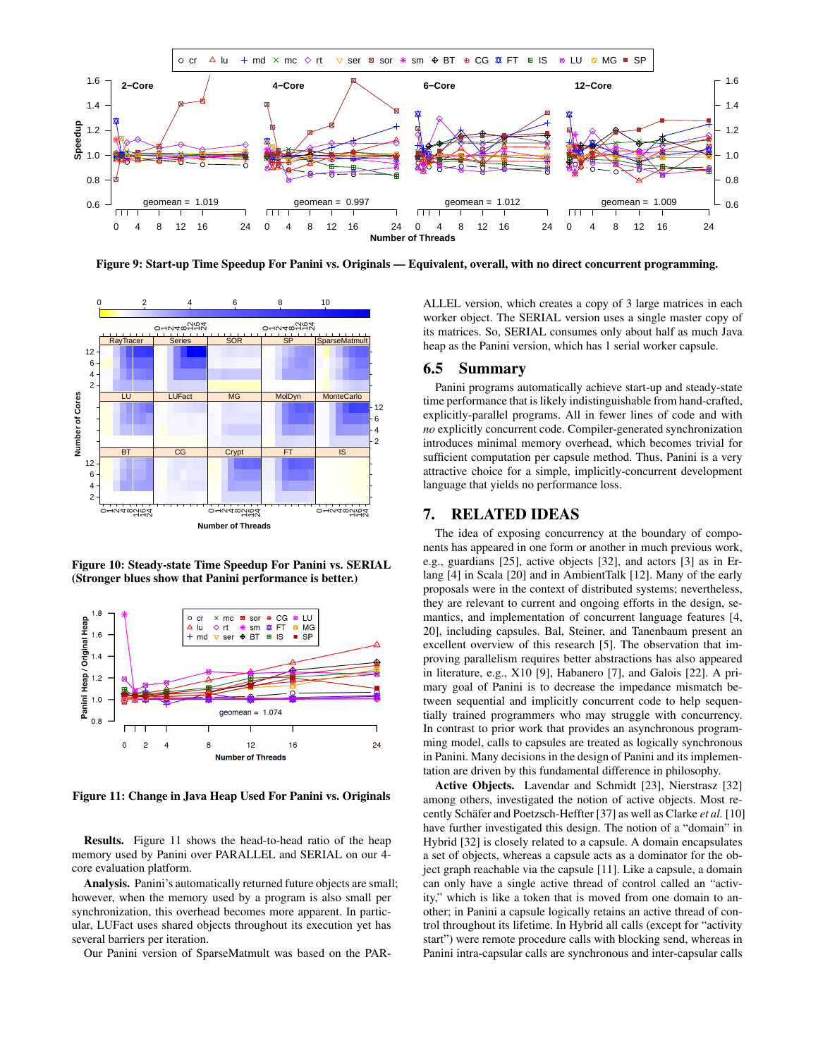Figure 9: Start-up Time Speedup For Panini vs. Originals — Equivalent, overall, with no direct concurrent programming.

Figure 10: Steady-state Time Speedup For Panini vs. SERIAL (Stronger blues show that Panini performance is better.)

Figure 11: Change in Java Heap Used For Panini vs. Originals

**Results.** Figure 11 shows the head-to-head ratio of the heap memory used by Panini over PARALLEL and SERIAL on our 4-core evaluation platform.

**Analysis.** Panini's automatically returned future objects are small; however, when the memory used by a program is also small per synchronization, this overhead becomes more apparent. In particular, LUFact uses shared objects throughout its execution yet has several barriers per iteration.

Our Panini version of SparseMatmult was based on the PARALLEL version, which creates a copy of 3 large matrices in each worker object. The SERIAL version uses a single master copy of its matrices. So, SERIAL consumes only about half as much Java heap as the Panini version, which has 1 serial worker capsule.

## 6.5 Summary

Panini programs automatically achieve start-up and steady-state time performance that is likely indistinguishable from hand-crafted, explicitly-parallel programs. All in fewer lines of code and with *no* explicitly concurrent code. Compiler-generated synchronization introduces minimal memory overhead, which becomes trivial for sufficient computation per capsule method. Thus, Panini is a very attractive choice for a simple, implicitly-concurrent development language that yields no performance loss.

# 7. RELATED IDEAS

The idea of exposing concurrency at the boundary of components has appeared in one form or another in much previous work, e.g., guardians [25], active objects [32], and actors [3] as in Erlang [4] in Scala [20] and in AmbientTalk [12]. Many of the early proposals were in the context of distributed systems; nevertheless, they are relevant to current and ongoing efforts in the design, semantics, and implementation of concurrent language features [4, 20], including capsules. Bal, Steiner, and Tanenbaum present an excellent overview of this research [5]. The observation that improving parallelism requires better abstractions has also appeared in literature, e.g., X10 [9], Habanero [7], and Galois [22]. A primary goal of Panini is to decrease the impedance mismatch between sequential and implicitly concurrent code to help sequentially trained programmers who may struggle with concurrency. In contrast to prior work that provides an asynchronous programming model, calls to capsules are treated as logically synchronous in Panini. Many decisions in the design of Panini and its implementation are driven by this fundamental difference in philosophy.

**Active Objects.** Lavendar and Schmidt [23], Nierstrasz [32] among others, investigated the notion of active objects. Most recently Schäfer and Poetzsch-Heffter [37] as well as Clarke *et al.* [10] have further investigated this design. The notion of a "domain" in Hybrid [32] is closely related to a capsule. A domain encapsulates a set of objects, whereas a capsule acts as a dominator for the object graph reachable via the capsule [11]. Like a capsule, a domain can only have a single active thread of control called an "activity," which is like a token that is moved from one domain to another; in Panini a capsule logically retains an active thread of control throughout its lifetime. In Hybrid all calls (except for "activity start") were remote procedure calls with blocking send, whereas in Panini intra-capsular calls are synchronous and inter-capsular calls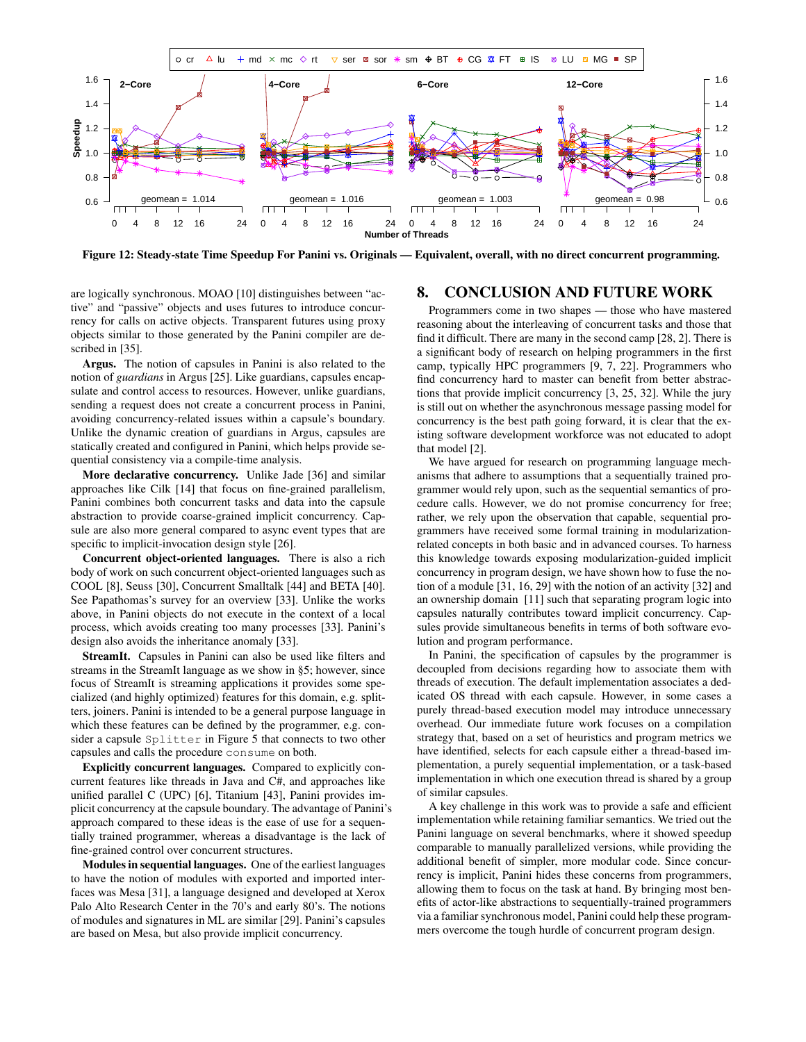Figure 12: Steady-state Time Speedup For Panini vs. Originals — Equivalent, overall, with no direct concurrent programming.

are logically synchronous. MOAO [10] distinguishes between "active" and "passive" objects and uses futures to introduce concurrency for calls on active objects. Transparent futures using proxy objects similar to those generated by the Panini compiler are described in [35].

**Argus.** The notion of capsules in Panini is also related to the notion of *guardians* in Argus [25]. Like guardians, capsules encapsulate and control access to resources. However, unlike guardians, sending a request does not create a concurrent process in Panini, avoiding concurrency-related issues within a capsule's boundary. Unlike the dynamic creation of guardians in Argus, capsules are statically created and configured in Panini, which helps provide sequential consistency via a compile-time analysis.

**More declarative concurrency.** Unlike Jade [36] and similar approaches like Cilk [14] that focus on fine-grained parallelism, Panini combines both concurrent tasks and data into the capsule abstraction to provide coarse-grained implicit concurrency. Capsule are also more general compared to async event types that are specific to implicit-invocation design style [26].

**Concurrent object-oriented languages.** There is also a rich body of work on such concurrent object-oriented languages such as COOL [8], Seuss [30], Concurrent Smalltalk [44] and BETA [40]. See Papathomas's survey for an overview [33]. Unlike the works above, in Panini objects do not execute in the context of a local process, which avoids creating too many processes [33]. Panini's design also avoids the inheritance anomaly [33].

**StreamIt.** Capsules in Panini can also be used like filters and streams in the StreamIt language as we show in §5; however, since focus of StreamIt is streaming applications it provides some specialized (and highly optimized) features for this domain, e.g. splitters, joiners. Panini is intended to be a general purpose language in which these features can be defined by the programmer, e.g. consider a capsule `Splitter` in Figure 5 that connects to two other capsules and calls the procedure `consume` on both.

**Explicitly concurrent languages.** Compared to explicitly concurrent features like threads in Java and C#, and approaches like unified parallel C (UPC) [6], Titanium [43], Panini provides implicit concurrency at the capsule boundary. The advantage of Panini's approach compared to these ideas is the ease of use for a sequentially trained programmer, whereas a disadvantage is the lack of fine-grained control over concurrent structures.

**Modules in sequential languages.** One of the earliest languages to have the notion of modules with exported and imported interfaces was Mesa [31], a language designed and developed at Xerox Palo Alto Research Center in the 70's and early 80's. The notions of modules and signatures in ML are similar [29]. Panini's capsules are based on Mesa, but also provide implicit concurrency.

# 8. CONCLUSION AND FUTURE WORK

Programmers come in two shapes — those who have mastered reasoning about the interleaving of concurrent tasks and those that find it difficult. There are many in the second camp [28, 2]. There is a significant body of research on helping programmers in the first camp, typically HPC programmers [9, 7, 22]. Programmers who find concurrency hard to master can benefit from better abstractions that provide implicit concurrency [3, 25, 32]. While the jury is still out on whether the asynchronous message passing model for concurrency is the best path going forward, it is clear that the existing software development workforce was not educated to adopt that model [2].

We have argued for research on programming language mechanisms that adhere to assumptions that a sequentially trained programmer would rely upon, such as the sequential semantics of procedure calls. However, we do not promise concurrency for free; rather, we rely upon the observation that capable, sequential programmers have received some formal training in modularization-related concepts in both basic and in advanced courses. To harness this knowledge towards exposing modularization-guided implicit concurrency in program design, we have shown how to fuse the notion of a module [31, 16, 29] with the notion of an activity [32] and an ownership domain [11] such that separating program logic into capsules naturally contributes toward implicit concurrency. Capsules provide simultaneous benefits in terms of both software evolution and program performance.

In Panini, the specification of capsules by the programmer is decoupled from decisions regarding how to associate them with threads of execution. The default implementation associates a dedicated OS thread with each capsule. However, in some cases a purely thread-based execution model may introduce unnecessary overhead. Our immediate future work focuses on a compilation strategy that, based on a set of heuristics and program metrics we have identified, selects for each capsule either a thread-based implementation, a purely sequential implementation, or a task-based implementation in which one execution thread is shared by a group of similar capsules.

A key challenge in this work was to provide a safe and efficient implementation while retaining familiar semantics. We tried out the Panini language on several benchmarks, where it showed speedup comparable to manually parallelized versions, while providing the additional benefit of simpler, more modular code. Since concurrency is implicit, Panini hides these concerns from programmers, allowing them to focus on the task at hand. By bringing most benefits of actor-like abstractions to sequentially-trained programmers via a familiar synchronous model, Panini could help these programmers overcome the tough hurdle of concurrent program design.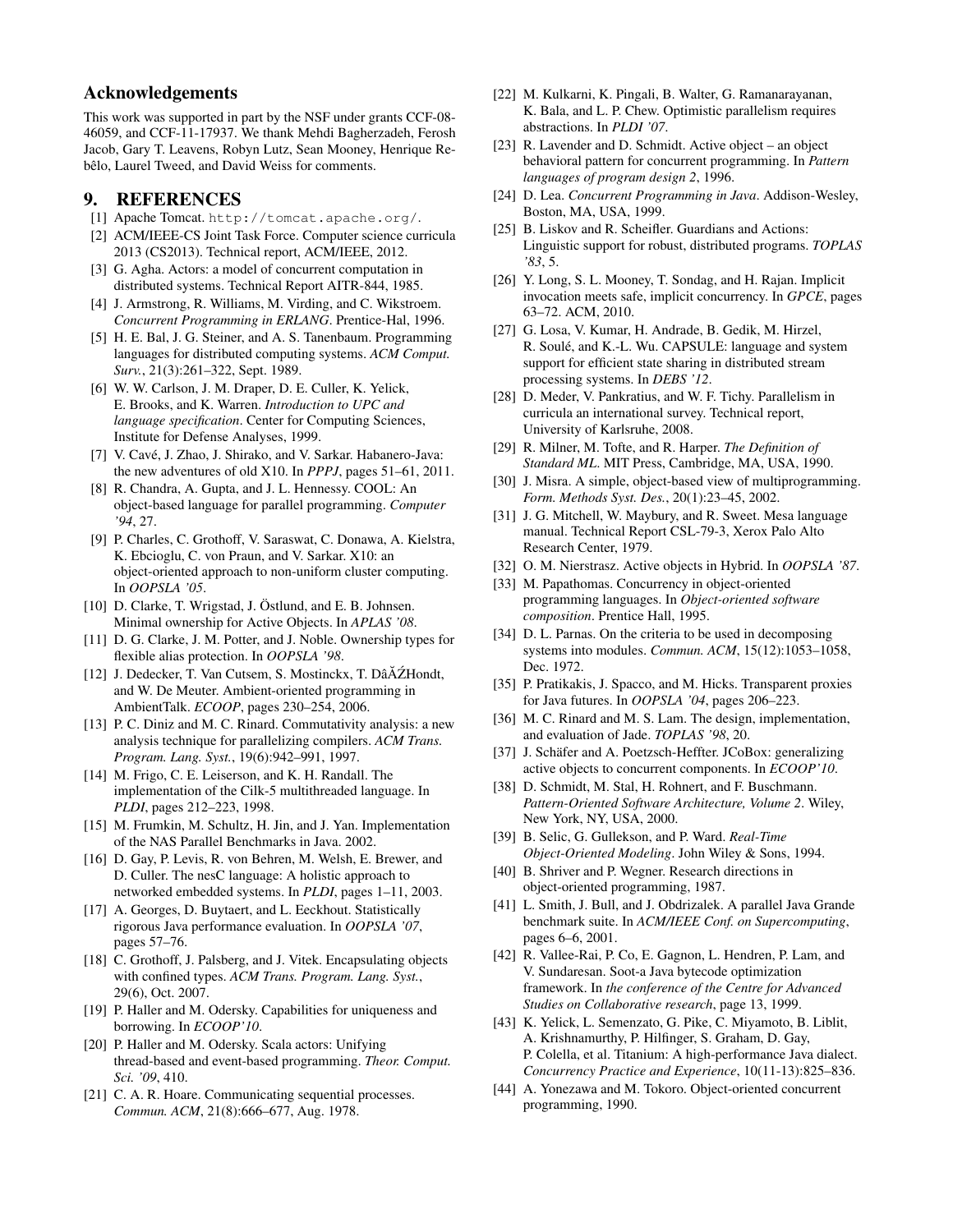## Acknowledgements

This work was supported in part by the NSF under grants CCF-08-46059, and CCF-11-17937. We thank Mehdi Bagherzadeh, Ferosh Jacob, Gary T. Leavens, Robyn Lutz, Sean Mooney, Henrique Rebêlo, Laurel Tweed, and David Weiss for comments.

## 9. REFERENCES

[1] Apache Tomcat. `http://tomcat.apache.org/`.

[2] ACM/IEEE-CS Joint Task Force. Computer science curricula 2013 (CS2013). Technical report, ACM/IEEE, 2012.

[3] G. Agha. Actors: a model of concurrent computation in distributed systems. Technical Report AITR-844, 1985.

[4] J. Armstrong, R. Williams, M. Virding, and C. Wikstroem. *Concurrent Programming in ERLANG*. Prentice-Hal, 1996.

[5] H. E. Bal, J. G. Steiner, and A. S. Tanenbaum. Programming languages for distributed computing systems. *ACM Comput. Surv.*, 21(3):261–322, Sept. 1989.

[6] W. W. Carlson, J. M. Draper, D. E. Culler, K. Yelick, E. Brooks, and K. Warren. *Introduction to UPC and language specification*. Center for Computing Sciences, Institute for Defense Analyses, 1999.

[7] V. Cavé, J. Zhao, J. Shirako, and V. Sarkar. Habanero-Java: the new adventures of old X10. In *PPPJ*, pages 51–61, 2011.

[8] R. Chandra, A. Gupta, and J. L. Hennessy. COOL: An object-based language for parallel programming. *Computer '94*, 27.

[9] P. Charles, C. Grothoff, V. Saraswat, C. Donawa, A. Kielstra, K. Ebcioglu, C. von Praun, and V. Sarkar. X10: an object-oriented approach to non-uniform cluster computing. In *OOPSLA '05*.

[10] D. Clarke, T. Wrigstad, J. Östlund, and E. B. Johnsen. Minimal ownership for Active Objects. In *APLAS '08*.

[11] D. G. Clarke, J. M. Potter, and J. Noble. Ownership types for flexible alias protection. In *OOPSLA '98*.

[12] J. Dedecker, T. Van Cutsem, S. Mostinckx, T. DâĂŹHondt, and W. De Meuter. Ambient-oriented programming in AmbientTalk. *ECOOP*, pages 230–254, 2006.

[13] P. C. Diniz and M. C. Rinard. Commutativity analysis: a new analysis technique for parallelizing compilers. *ACM Trans. Program. Lang. Syst.*, 19(6):942–991, 1997.

[14] M. Frigo, C. E. Leiserson, and K. H. Randall. The implementation of the Cilk-5 multithreaded language. In *PLDI*, pages 212–223, 1998.

[15] M. Frumkin, M. Schultz, H. Jin, and J. Yan. Implementation of the NAS Parallel Benchmarks in Java. 2002.

[16] D. Gay, P. Levis, R. von Behren, M. Welsh, E. Brewer, and D. Culler. The nesC language: A holistic approach to networked embedded systems. In *PLDI*, pages 1–11, 2003.

[17] A. Georges, D. Buytaert, and L. Eeckhout. Statistically rigorous Java performance evaluation. In *OOPSLA '07*, pages 57–76.

[18] C. Grothoff, J. Palsberg, and J. Vitek. Encapsulating objects with confined types. *ACM Trans. Program. Lang. Syst.*, 29(6), Oct. 2007.

[19] P. Haller and M. Odersky. Capabilities for uniqueness and borrowing. In *ECOOP'10*.

[20] P. Haller and M. Odersky. Scala actors: Unifying thread-based and event-based programming. *Theor. Comput. Sci. '09*, 410.

[21] C. A. R. Hoare. Communicating sequential processes. *Commun. ACM*, 21(8):666–677, Aug. 1978.

[22] M. Kulkarni, K. Pingali, B. Walter, G. Ramanarayanan, K. Bala, and L. P. Chew. Optimistic parallelism requires abstractions. In *PLDI '07*.

[23] R. Lavender and D. Schmidt. Active object – an object behavioral pattern for concurrent programming. In *Pattern languages of program design 2*, 1996.

[24] D. Lea. *Concurrent Programming in Java*. Addison-Wesley, Boston, MA, USA, 1999.

[25] B. Liskov and R. Scheifler. Guardians and Actions: Linguistic support for robust, distributed programs. *TOPLAS '83*, 5.

[26] Y. Long, S. L. Mooney, T. Sondag, and H. Rajan. Implicit invocation meets safe, implicit concurrency. In *GPCE*, pages 63–72. ACM, 2010.

[27] G. Losa, V. Kumar, H. Andrade, B. Gedik, M. Hirzel, R. Soulé, and K.-L. Wu. CAPSULE: language and system support for efficient state sharing in distributed stream processing systems. In *DEBS '12*.

[28] D. Meder, V. Pankratius, and W. F. Tichy. Parallelism in curricula an international survey. Technical report, University of Karlsruhe, 2008.

[29] R. Milner, M. Tofte, and R. Harper. *The Definition of Standard ML*. MIT Press, Cambridge, MA, USA, 1990.

[30] J. Misra. A simple, object-based view of multiprogramming. *Form. Methods Syst. Des.*, 20(1):23–45, 2002.

[31] J. G. Mitchell, W. Maybury, and R. Sweet. Mesa language manual. Technical Report CSL-79-3, Xerox Palo Alto Research Center, 1979.

[32] O. M. Nierstrasz. Active objects in Hybrid. In *OOPSLA '87*.

[33] M. Papathomas. Concurrency in object-oriented programming languages. In *Object-oriented software composition*. Prentice Hall, 1995.

[34] D. L. Parnas. On the criteria to be used in decomposing systems into modules. *Commun. ACM*, 15(12):1053–1058, Dec. 1972.

[35] P. Pratikakis, J. Spacco, and M. Hicks. Transparent proxies for Java futures. In *OOPSLA '04*, pages 206–223.

[36] M. C. Rinard and M. S. Lam. The design, implementation, and evaluation of Jade. *TOPLAS '98*, 20.

[37] J. Schäfer and A. Poetzsch-Heffter. JCoBox: generalizing active objects to concurrent components. In *ECOOP'10*.

[38] D. Schmidt, M. Stal, H. Rohnert, and F. Buschmann. *Pattern-Oriented Software Architecture, Volume 2*. Wiley, New York, NY, USA, 2000.

[39] B. Selic, G. Gullekson, and P. Ward. *Real-Time Object-Oriented Modeling*. John Wiley & Sons, 1994.

[40] B. Shriver and P. Wegner. Research directions in object-oriented programming, 1987.

[41] L. Smith, J. Bull, and J. Obdrizalek. A parallel Java Grande benchmark suite. In *ACM/IEEE Conf. on Supercomputing*, pages 6–6, 2001.

[42] R. Vallee-Rai, P. Co, E. Gagnon, L. Hendren, P. Lam, and V. Sundaresan. Soot-a Java bytecode optimization framework. In *the conference of the Centre for Advanced Studies on Collaborative research*, page 13, 1999.

[43] K. Yelick, L. Semenzato, G. Pike, C. Miyamoto, B. Liblit, A. Krishnamurthy, P. Hilfinger, S. Graham, D. Gay, P. Colella, et al. Titanium: A high-performance Java dialect. *Concurrency Practice and Experience*, 10(11-13):825–836.

[44] A. Yonezawa and M. Tokoro. Object-oriented concurrent programming, 1990.